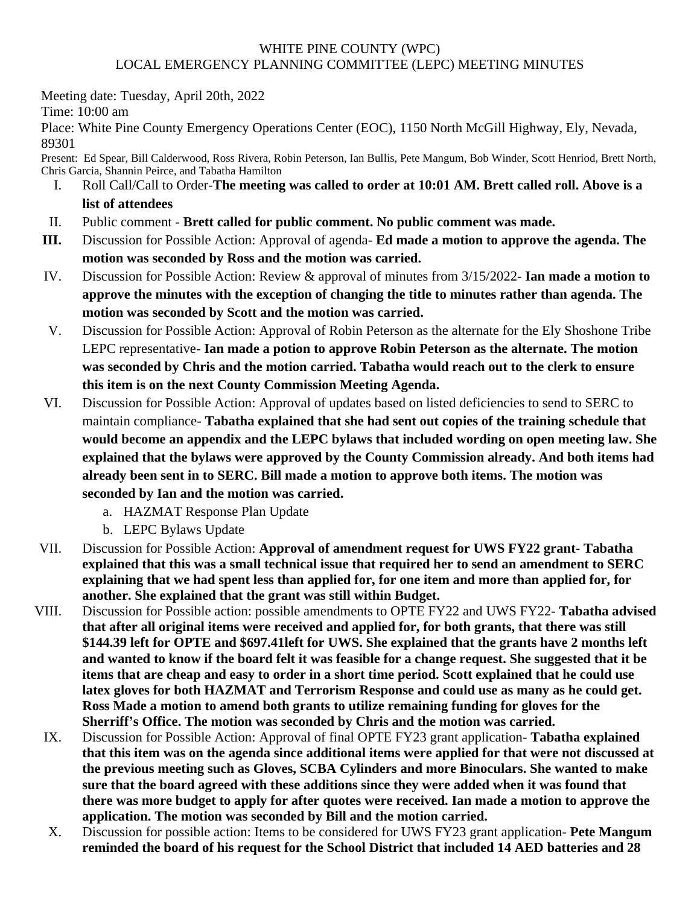WHITE PINE COUNTY (WPC)
LOCAL EMERGENCY PLANNING COMMITTEE (LEPC) MEETING MINUTES

Meeting date: Tuesday, April 20th, 2022

Time: 10:00 am

Place: White Pine County Emergency Operations Center (EOC), 1150 North McGill Highway, Ely, Nevada, 89301

Present: Ed Spear, Bill Calderwood, Ross Rivera, Robin Peterson, Ian Bullis, Pete Mangum, Bob Winder, Scott Henriod, Brett North, Chris Garcia, Shannin Peirce, and Tabatha Hamilton

I. Roll Call/Call to Order-**The meeting was called to order at 10:01 AM. Brett called roll. Above is a list of attendees**

II. Public comment - **Brett called for public comment. No public comment was made.**

III. Discussion for Possible Action: Approval of agenda- **Ed made a motion to approve the agenda. The motion was seconded by Ross and the motion was carried.**

IV. Discussion for Possible Action: Review & approval of minutes from 3/15/2022- **Ian made a motion to approve the minutes with the exception of changing the title to minutes rather than agenda. The motion was seconded by Scott and the motion was carried.**

V. Discussion for Possible Action: Approval of Robin Peterson as the alternate for the Ely Shoshone Tribe LEPC representative- **Ian made a potion to approve Robin Peterson as the alternate. The motion was seconded by Chris and the motion carried. Tabatha would reach out to the clerk to ensure this item is on the next County Commission Meeting Agenda.**

VI. Discussion for Possible Action: Approval of updates based on listed deficiencies to send to SERC to maintain compliance- **Tabatha explained that she had sent out copies of the training schedule that would become an appendix and the LEPC bylaws that included wording on open meeting law. She explained that the bylaws were approved by the County Commission already. And both items had already been sent in to SERC. Bill made a motion to approve both items. The motion was seconded by Ian and the motion was carried.**
   a. HAZMAT Response Plan Update
   b. LEPC Bylaws Update

VII. Discussion for Possible Action: **Approval of amendment request for UWS FY22 grant- Tabatha explained that this was a small technical issue that required her to send an amendment to SERC explaining that we had spent less than applied for, for one item and more than applied for, for another. She explained that the grant was still within Budget.**

VIII. Discussion for Possible action: possible amendments to OPTE FY22 and UWS FY22- **Tabatha advised that after all original items were received and applied for, for both grants, that there was still \$144.39 left for OPTE and \$697.41left for UWS. She explained that the grants have 2 months left and wanted to know if the board felt it was feasible for a change request. She suggested that it be items that are cheap and easy to order in a short time period. Scott explained that he could use latex gloves for both HAZMAT and Terrorism Response and could use as many as he could get. Ross Made a motion to amend both grants to utilize remaining funding for gloves for the Sherriff's Office. The motion was seconded by Chris and the motion was carried.**

IX. Discussion for Possible Action: Approval of final OPTE FY23 grant application- **Tabatha explained that this item was on the agenda since additional items were applied for that were not discussed at the previous meeting such as Gloves, SCBA Cylinders and more Binoculars. She wanted to make sure that the board agreed with these additions since they were added when it was found that there was more budget to apply for after quotes were received. Ian made a motion to approve the application. The motion was seconded by Bill and the motion carried.**

X. Discussion for possible action: Items to be considered for UWS FY23 grant application- **Pete Mangum reminded the board of his request for the School District that included 14 AED batteries and 28**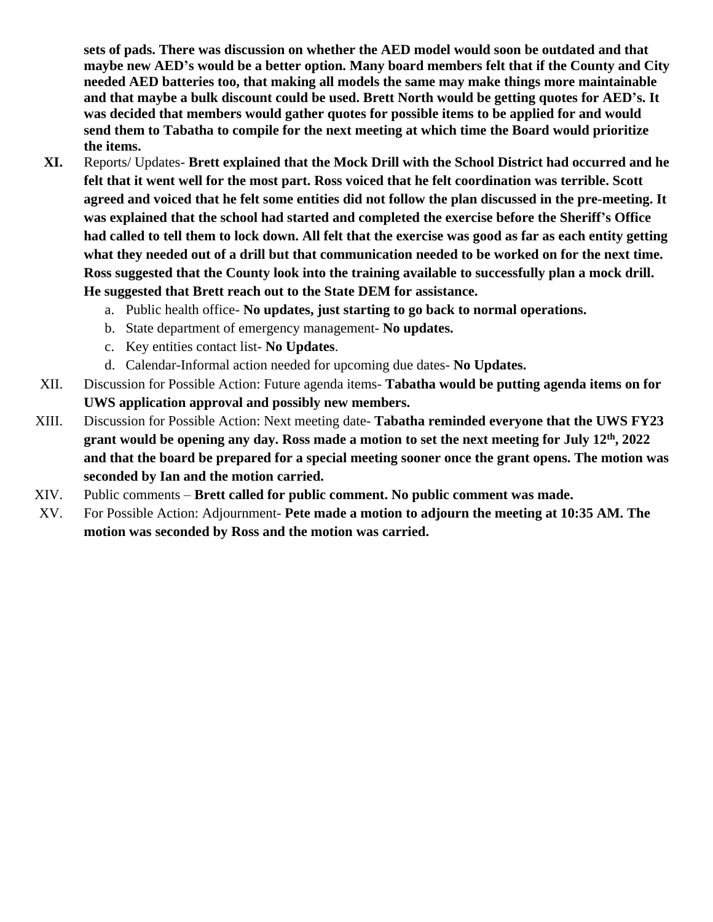**sets of pads. There was discussion on whether the AED model would soon be outdated and that maybe new AED's would be a better option. Many board members felt that if the County and City needed AED batteries too, that making all models the same may make things more maintainable and that maybe a bulk discount could be used. Brett North would be getting quotes for AED's. It was decided that members would gather quotes for possible items to be applied for and would send them to Tabatha to compile for the next meeting at which time the Board would prioritize the items.**

**XI.** Reports/ Updates- **Brett explained that the Mock Drill with the School District had occurred and he felt that it went well for the most part. Ross voiced that he felt coordination was terrible. Scott agreed and voiced that he felt some entities did not follow the plan discussed in the pre-meeting. It was explained that the school had started and completed the exercise before the Sheriff's Office had called to tell them to lock down. All felt that the exercise was good as far as each entity getting what they needed out of a drill but that communication needed to be worked on for the next time. Ross suggested that the County look into the training available to successfully plan a mock drill. He suggested that Brett reach out to the State DEM for assistance.**

   a. Public health office- **No updates, just starting to go back to normal operations.**
   b. State department of emergency management- **No updates.**
   c. Key entities contact list- **No Updates**.
   d. Calendar-Informal action needed for upcoming due dates- **No Updates.**

XII. Discussion for Possible Action: Future agenda items- **Tabatha would be putting agenda items on for UWS application approval and possibly new members.**

XIII. Discussion for Possible Action: Next meeting date- **Tabatha reminded everyone that the UWS FY23 grant would be opening any day. Ross made a motion to set the next meeting for July 12th, 2022 and that the board be prepared for a special meeting sooner once the grant opens. The motion was seconded by Ian and the motion carried.**

XIV. Public comments – **Brett called for public comment. No public comment was made.**

XV. For Possible Action: Adjournment- **Pete made a motion to adjourn the meeting at 10:35 AM. The motion was seconded by Ross and the motion was carried.**